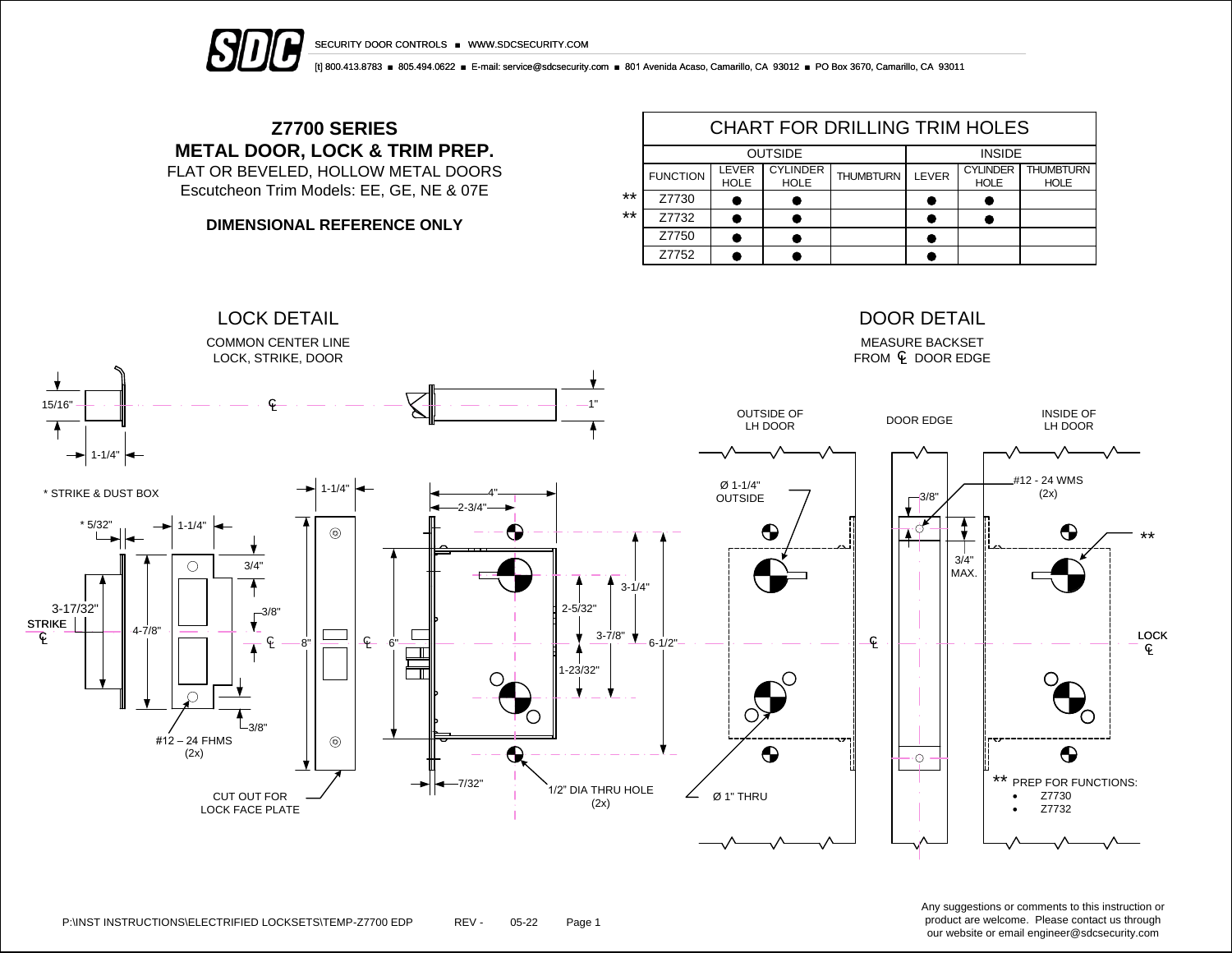# Z7700 SERIES

## METAL DOOR, LOCK & TRIM PREP.

FLAT OR BEVELED, HOLLOW METAL DOORS
Escutcheon Trim Models: EE, GE, NE & 07E

**DIMENSIONAL REFERENCE ONLY**

### CHART FOR DRILLING TRIM HOLES

| | OUTSIDE | | | INSIDE | | |
|---|---|---|---|---|---|---|
| FUNCTION | LEVER HOLE | CYLINDER HOLE | THUMBTURN | LEVER | CYLINDER HOLE | THUMBTURN HOLE |
| ** Z7730 | ● | ● | | ● | ● | |
| ** Z7732 | ● | ● | | ● | ● | |
| Z7750 | ● | ● | | ● | | |
| Z7752 | ● | ● | | ● | | |

### LOCK DETAIL

COMMON CENTER LINE
LOCK, STRIKE, DOOR

15/16"
1-1/4"
1"
℄

\* STRIKE & DUST BOX

\* 5/32"
1-1/4"
3/4"
3-17/32"
STRIKE ℄
4-7/8"
3/8"
℄
3/8"
#12 – 24 FHMS (2x)

1-1/4"
8"
℄
CUT OUT FOR LOCK FACE PLATE

4"
2-3/4"
6"
2-5/32"
3-1/4"
3-7/8"
6-1/2"
1-23/32"
7/32"
1/2" DIA THRU HOLE (2x)

### DOOR DETAIL

MEASURE BACKSET
FROM ℄ DOOR EDGE

OUTSIDE OF LH DOOR
DOOR EDGE
INSIDE OF LH DOOR

Ø 1-1/4" OUTSIDE
3/8"
#12 - 24 WMS (2x)
3/4" MAX.
**
℄
LOCK ℄
Ø 1" THRU

** PREP FOR FUNCTIONS:

- Z7730
- Z7732

P:\INST INSTRUCTIONS\ELECTRIFIED LOCKSETS\TEMP-Z7700 EDP REV - 05-22

Any suggestions or comments to this instruction or product are welcome. Please contact us through our website or email engineer@sdcsecurity.com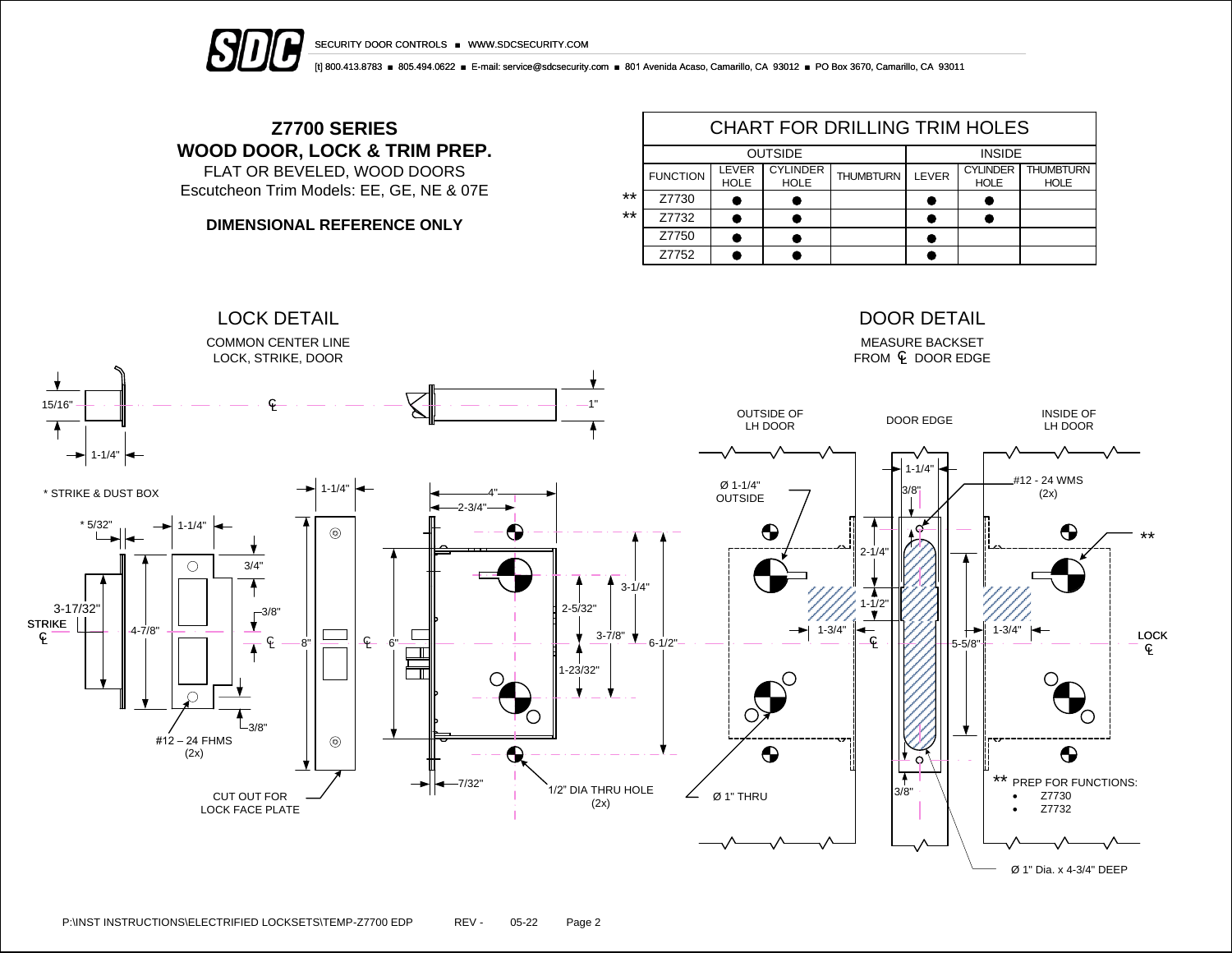SECURITY DOOR CONTROLS ■ WWW.SDCSECURITY.COM

[t] 800.413.8783 ■ 805.494.0622 ■ E-mail: service@sdcsecurity.com ■ 801 Avenida Acaso, Camarillo, CA 93012 ■ PO Box 3670, Camarillo, CA 93011

# Z7700 SERIES
# WOOD DOOR, LOCK & TRIM PREP.

FLAT OR BEVELED, WOOD DOORS

Escutcheon Trim Models: EE, GE, NE & 07E

**DIMENSIONAL REFERENCE ONLY**

## CHART FOR DRILLING TRIM HOLES

| | FUNCTION | OUTSIDE | | | INSIDE | | |
|---|---|---|---|---|---|---|---|
| | | LEVER HOLE | CYLINDER HOLE | THUMBTURN | LEVER | CYLINDER HOLE | THUMBTURN HOLE |
| ** | Z7730 | ● | ● | | ● | ● | |
| ** | Z7732 | ● | ● | | ● | ● | |
| | Z7750 | ● | ● | | ● | | |
| | Z7752 | ● | ● | | ● | | |

## LOCK DETAIL

COMMON CENTER LINE
LOCK, STRIKE, DOOR

15/16"
1-1/4"
1"
* STRIKE & DUST BOX
* 5/32"
1-1/4"
3/4"
3/8"
3-17/32"
STRIKE ℄
4-7/8"
3/8"
#12 – 24 FHMS (2x)
1-1/4"
8"
6"
4"
2-3/4"
2-5/32"
3-1/4"
3-7/8"
6-1/2"
1-23/32"
7/32"
CUT OUT FOR LOCK FACE PLATE
1/2" DIA THRU HOLE (2x)

## DOOR DETAIL

MEASURE BACKSET
FROM ℄ DOOR EDGE

OUTSIDE OF LH DOOR
DOOR EDGE
INSIDE OF LH DOOR

Ø 1-1/4" OUTSIDE
1-1/4"
3/8"
#12 - 24 WMS (2x)
2-1/4"
1-1/2"
1-3/4"
1-3/4"
5-5/8"
LOCK ℄
3/8"
Ø 1" THRU
Ø 1" Dia. x 4-3/4" DEEP

** PREP FOR FUNCTIONS:
- Z7730
- Z7732

P:\INST INSTRUCTIONS\ELECTRIFIED LOCKSETS\TEMP-Z7700 EDP REV - 05-22